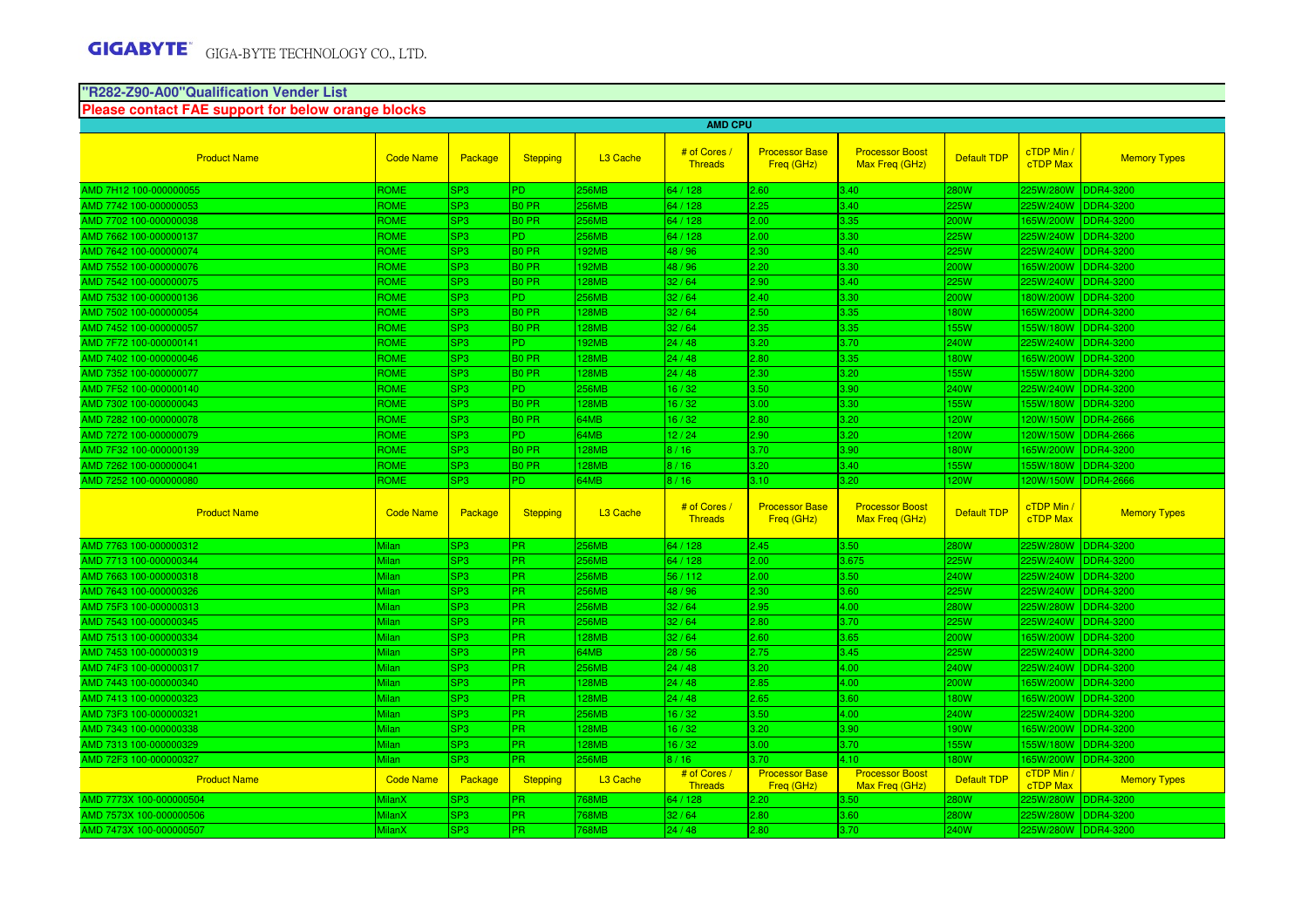## "R282-Z90-A00"Qualification Vender List

**Please contact FAE support for below orange blocks**

**AMD CPU**

| Product Name | Code Name | Package | Stepping | L3 Cache | # of Cores / Threads | Processor Base Freq (GHz) | Processor Boost Max Freq (GHz) | Default TDP | cTDP Min / cTDP Max | Memory Types |
|---|---|---|---|---|---|---|---|---|---|---|
| AMD 7H12 100-000000055 | ROME | SP3 | PD | 256MB | 64 / 128 | 2.60 | 3.40 | 280W | 225W/280W | DDR4-3200 |
| AMD 7742 100-000000053 | ROME | SP3 | B0 PR | 256MB | 64 / 128 | 2.25 | 3.40 | 225W | 225W/240W | DDR4-3200 |
| AMD 7702 100-000000038 | ROME | SP3 | B0 PR | 256MB | 64 / 128 | 2.00 | 3.35 | 200W | 165W/200W | DDR4-3200 |
| AMD 7662 100-000000137 | ROME | SP3 | PD | 256MB | 64 / 128 | 2.00 | 3.30 | 225W | 225W/240W | DDR4-3200 |
| AMD 7642 100-000000074 | ROME | SP3 | B0 PR | 192MB | 48 / 96 | 2.30 | 3.40 | 225W | 225W/240W | DDR4-3200 |
| AMD 7552 100-000000076 | ROME | SP3 | B0 PR | 192MB | 48 / 96 | 2.20 | 3.30 | 200W | 165W/200W | DDR4-3200 |
| AMD 7542 100-000000075 | ROME | SP3 | B0 PR | 128MB | 32 / 64 | 2.90 | 3.40 | 225W | 225W/240W | DDR4-3200 |
| AMD 7532 100-000000136 | ROME | SP3 | PD | 256MB | 32 / 64 | 2.40 | 3.30 | 200W | 180W/200W | DDR4-3200 |
| AMD 7502 100-000000054 | ROME | SP3 | B0 PR | 128MB | 32 / 64 | 2.50 | 3.35 | 180W | 165W/200W | DDR4-3200 |
| AMD 7452 100-000000057 | ROME | SP3 | B0 PR | 128MB | 32 / 64 | 2.35 | 3.35 | 155W | 155W/180W | DDR4-3200 |
| AMD 7F72 100-000000141 | ROME | SP3 | PD | 192MB | 24 / 48 | 3.20 | 3.70 | 240W | 225W/240W | DDR4-3200 |
| AMD 7402 100-000000046 | ROME | SP3 | B0 PR | 128MB | 24 / 48 | 2.80 | 3.35 | 180W | 165W/200W | DDR4-3200 |
| AMD 7352 100-000000077 | ROME | SP3 | B0 PR | 128MB | 24 / 48 | 2.30 | 3.20 | 155W | 155W/180W | DDR4-3200 |
| AMD 7F52 100-000000140 | ROME | SP3 | PD | 256MB | 16 / 32 | 3.50 | 3.90 | 240W | 225W/240W | DDR4-3200 |
| AMD 7302 100-000000043 | ROME | SP3 | B0 PR | 128MB | 16 / 32 | 3.00 | 3.30 | 155W | 155W/180W | DDR4-3200 |
| AMD 7282 100-000000078 | ROME | SP3 | B0 PR | 64MB | 16 / 32 | 2.80 | 3.20 | 120W | 120W/150W | DDR4-2666 |
| AMD 7272 100-000000079 | ROME | SP3 | PD | 64MB | 12 / 24 | 2.90 | 3.20 | 120W | 120W/150W | DDR4-2666 |
| AMD 7F32 100-000000139 | ROME | SP3 | B0 PR | 128MB | 8 / 16 | 3.70 | 3.90 | 180W | 165W/200W | DDR4-3200 |
| AMD 7262 100-000000041 | ROME | SP3 | B0 PR | 128MB | 8 / 16 | 3.20 | 3.40 | 155W | 155W/180W | DDR4-3200 |
| AMD 7252 100-000000080 | ROME | SP3 | PD | 64MB | 8 / 16 | 3.10 | 3.20 | 120W | 120W/150W | DDR4-2666 |
| **Product Name** | **Code Name** | **Package** | **Stepping** | **L3 Cache** | **# of Cores / Threads** | **Processor Base Freq (GHz)** | **Processor Boost Max Freq (GHz)** | **Default TDP** | **cTDP Min / cTDP Max** | **Memory Types** |
| AMD 7763 100-000000312 | Milan | SP3 | PR | 256MB | 64 / 128 | 2.45 | 3.50 | 280W | 225W/280W | DDR4-3200 |
| AMD 7713 100-000000344 | Milan | SP3 | PR | 256MB | 64 / 128 | 2.00 | 3.675 | 225W | 225W/240W | DDR4-3200 |
| AMD 7663 100-000000318 | Milan | SP3 | PR | 256MB | 56 / 112 | 2.00 | 3.50 | 240W | 225W/240W | DDR4-3200 |
| AMD 7643 100-000000326 | Milan | SP3 | PR | 256MB | 48 / 96 | 2.30 | 3.60 | 225W | 225W/240W | DDR4-3200 |
| AMD 75F3 100-000000313 | Milan | SP3 | PR | 256MB | 32 / 64 | 2.95 | 4.00 | 280W | 225W/280W | DDR4-3200 |
| AMD 7543 100-000000345 | Milan | SP3 | PR | 256MB | 32 / 64 | 2.80 | 3.70 | 225W | 225W/240W | DDR4-3200 |
| AMD 7513 100-000000334 | Milan | SP3 | PR | 128MB | 32 / 64 | 2.60 | 3.65 | 200W | 165W/200W | DDR4-3200 |
| AMD 7453 100-000000319 | Milan | SP3 | PR | 64MB | 28 / 56 | 2.75 | 3.45 | 225W | 225W/240W | DDR4-3200 |
| AMD 74F3 100-000000317 | Milan | SP3 | PR | 256MB | 24 / 48 | 3.20 | 4.00 | 240W | 225W/240W | DDR4-3200 |
| AMD 7443 100-000000340 | Milan | SP3 | PR | 128MB | 24 / 48 | 2.85 | 4.00 | 200W | 165W/200W | DDR4-3200 |
| AMD 7413 100-000000323 | Milan | SP3 | PR | 128MB | 24 / 48 | 2.65 | 3.60 | 180W | 165W/200W | DDR4-3200 |
| AMD 73F3 100-000000321 | Milan | SP3 | PR | 256MB | 16 / 32 | 3.50 | 4.00 | 240W | 225W/240W | DDR4-3200 |
| AMD 7343 100-000000338 | Milan | SP3 | PR | 128MB | 16 / 32 | 3.20 | 3.90 | 190W | 165W/200W | DDR4-3200 |
| AMD 7313 100-000000329 | Milan | SP3 | PR | 128MB | 16 / 32 | 3.00 | 3.70 | 155W | 155W/180W | DDR4-3200 |
| AMD 72F3 100-000000327 | Milan | SP3 | PR | 256MB | 8 / 16 | 3.70 | 4.10 | 180W | 165W/200W | DDR4-3200 |
| **Product Name** | **Code Name** | **Package** | **Stepping** | **L3 Cache** | **# of Cores / Threads** | **Processor Base Freq (GHz)** | **Processor Boost Max Freq (GHz)** | **Default TDP** | **cTDP Min / cTDP Max** | **Memory Types** |
| AMD 7773X 100-000000504 | MilanX | SP3 | PR | 768MB | 64 / 128 | 2.20 | 3.50 | 280W | 225W/280W | DDR4-3200 |
| AMD 7573X 100-000000506 | MilanX | SP3 | PR | 768MB | 32 / 64 | 2.80 | 3.60 | 280W | 225W/280W | DDR4-3200 |
| AMD 7473X 100-000000507 | MilanX | SP3 | PR | 768MB | 24 / 48 | 2.80 | 3.70 | 240W | 225W/280W | DDR4-3200 |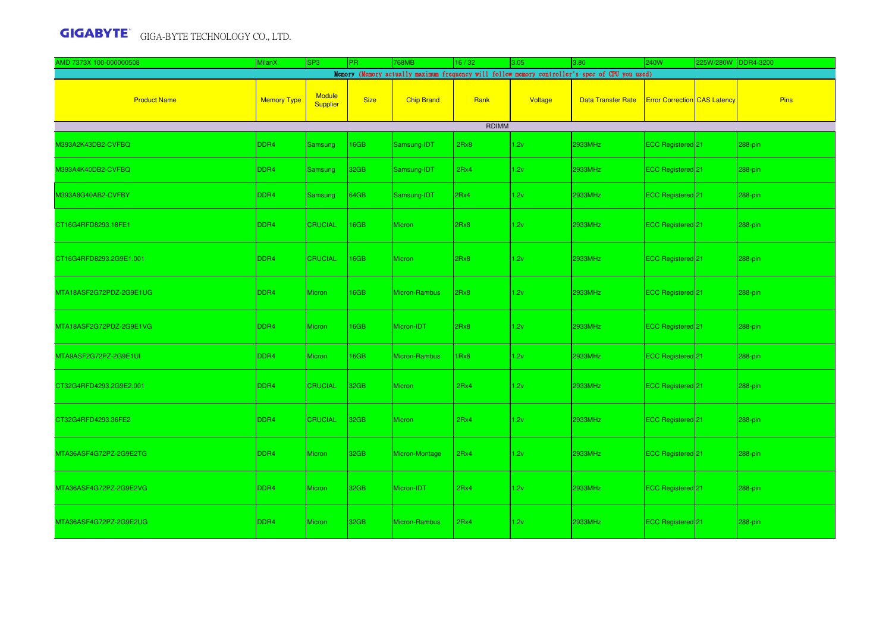| AMD 7373X 100-000000508 | MilanX | SP3 | PR | 768MB | 16 / 32 | 3.05 | 3.80 | 240W | 225W/280W | DDR4-3200 |
|---|---|---|---|---|---|---|---|---|---|---|
| Memory (Memory actually maximum frequency will follow memory controller's spec of CPU you used) | | | | | | | | | | |
| Product Name | Memory Type | Module Supplier | Size | Chip Brand | Rank | Voltage | Data Transfer Rate | Error Correction | CAS Latency | Pins |
| RDIMM | | | | | | | | | | |
| M393A2K43DB2-CVFBQ | DDR4 | Samsung | 16GB | Samsung-IDT | 2Rx8 | 1.2v | 2933MHz | ECC Registered | 21 | 288-pin |
| M393A4K40DB2-CVFBQ | DDR4 | Samsung | 32GB | Samsung-IDT | 2Rx4 | 1.2v | 2933MHz | ECC Registered | 21 | 288-pin |
| M393A8G40AB2-CVFBY | DDR4 | Samsung | 64GB | Samsung-IDT | 2Rx4 | 1.2v | 2933MHz | ECC Registered | 21 | 288-pin |
| CT16G4RFD8293.18FE1 | DDR4 | CRUCIAL | 16GB | Micron | 2Rx8 | 1.2v | 2933MHz | ECC Registered | 21 | 288-pin |
| CT16G4RFD8293.2G9E1.001 | DDR4 | CRUCIAL | 16GB | Micron | 2Rx8 | 1.2v | 2933MHz | ECC Registered | 21 | 288-pin |
| MTA18ASF2G72PDZ-2G9E1UG | DDR4 | Micron | 16GB | Micron-Rambus | 2Rx8 | 1.2v | 2933MHz | ECC Registered | 21 | 288-pin |
| MTA18ASF2G72PDZ-2G9E1VG | DDR4 | Micron | 16GB | Micron-IDT | 2Rx8 | 1.2v | 2933MHz | ECC Registered | 21 | 288-pin |
| MTA9ASF2G72PZ-2G9E1UI | DDR4 | Micron | 16GB | Micron-Rambus | 1Rx8 | 1.2v | 2933MHz | ECC Registered | 21 | 288-pin |
| CT32G4RFD4293.2G9E2.001 | DDR4 | CRUCIAL | 32GB | Micron | 2Rx4 | 1.2v | 2933MHz | ECC Registered | 21 | 288-pin |
| CT32G4RFD4293.36FE2 | DDR4 | CRUCIAL | 32GB | Micron | 2Rx4 | 1.2v | 2933MHz | ECC Registered | 21 | 288-pin |
| MTA36ASF4G72PZ-2G9E2TG | DDR4 | Micron | 32GB | Micron-Montage | 2Rx4 | 1.2v | 2933MHz | ECC Registered | 21 | 288-pin |
| MTA36ASF4G72PZ-2G9E2VG | DDR4 | Micron | 32GB | Micron-IDT | 2Rx4 | 1.2v | 2933MHz | ECC Registered | 21 | 288-pin |
| MTA36ASF4G72PZ-2G9E2UG | DDR4 | Micron | 32GB | Micron-Rambus | 2Rx4 | 1.2v | 2933MHz | ECC Registered | 21 | 288-pin |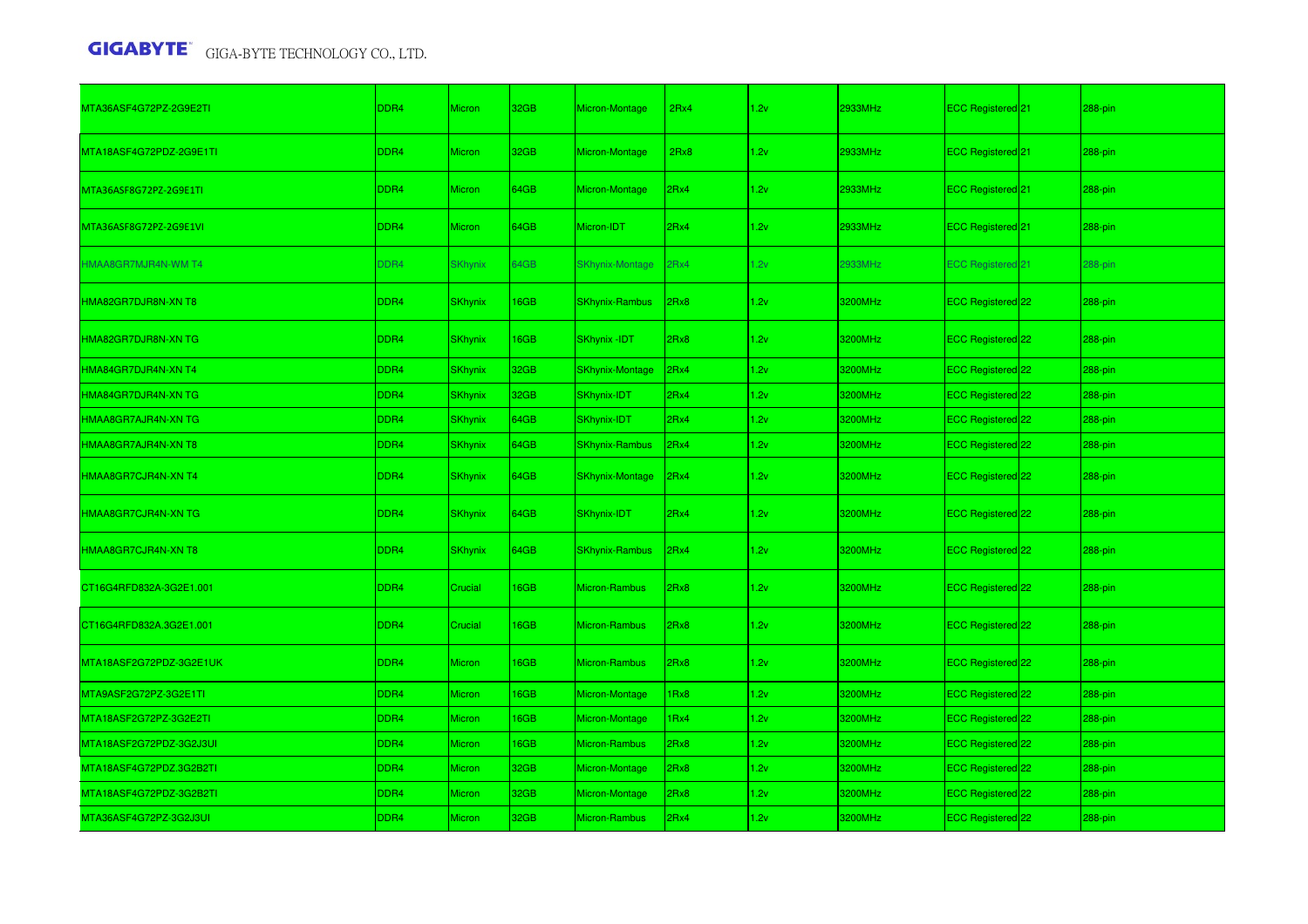| | | | | | | | | | | |
|---|---|---|---|---|---|---|---|---|---|---|
| MTA36ASF4G72PZ-2G9E2TI | DDR4 | Micron | 32GB | Micron-Montage | 2Rx4 | 1.2v | 2933MHz | ECC Registered | 21 | 288-pin |
| MTA18ASF4G72PDZ-2G9E1TI | DDR4 | Micron | 32GB | Micron-Montage | 2Rx8 | 1.2v | 2933MHz | ECC Registered | 21 | 288-pin |
| MTA36ASF8G72PZ-2G9E1TI | DDR4 | Micron | 64GB | Micron-Montage | 2Rx4 | 1.2v | 2933MHz | ECC Registered | 21 | 288-pin |
| MTA36ASF8G72PZ-2G9E1VI | DDR4 | Micron | 64GB | Micron-IDT | 2Rx4 | 1.2v | 2933MHz | ECC Registered | 21 | 288-pin |
| HMAA8GR7MJR4N-WM T4 | DDR4 | SKhynix | 64GB | SKhynix-Montage | 2Rx4 | 1.2v | 2933MHz | ECC Registered | 21 | 288-pin |
| HMA82GR7DJR8N-XN T8 | DDR4 | SKhynix | 16GB | SKhynix-Rambus | 2Rx8 | 1.2v | 3200MHz | ECC Registered | 22 | 288-pin |
| HMA82GR7DJR8N-XN TG | DDR4 | SKhynix | 16GB | SKhynix -IDT | 2Rx8 | 1.2v | 3200MHz | ECC Registered | 22 | 288-pin |
| HMA84GR7DJR4N-XN T4 | DDR4 | SKhynix | 32GB | SKhynix-Montage | 2Rx4 | 1.2v | 3200MHz | ECC Registered | 22 | 288-pin |
| HMA84GR7DJR4N-XN TG | DDR4 | SKhynix | 32GB | SKhynix-IDT | 2Rx4 | 1.2v | 3200MHz | ECC Registered | 22 | 288-pin |
| HMAA8GR7AJR4N-XN TG | DDR4 | SKhynix | 64GB | SKhynix-IDT | 2Rx4 | 1.2v | 3200MHz | ECC Registered | 22 | 288-pin |
| HMAA8GR7AJR4N-XN T8 | DDR4 | SKhynix | 64GB | SKhynix-Rambus | 2Rx4 | 1.2v | 3200MHz | ECC Registered | 22 | 288-pin |
| HMAA8GR7CJR4N-XN T4 | DDR4 | SKhynix | 64GB | SKhynix-Montage | 2Rx4 | 1.2v | 3200MHz | ECC Registered | 22 | 288-pin |
| HMAA8GR7CJR4N-XN TG | DDR4 | SKhynix | 64GB | SKhynix-IDT | 2Rx4 | 1.2v | 3200MHz | ECC Registered | 22 | 288-pin |
| HMAA8GR7CJR4N-XN T8 | DDR4 | SKhynix | 64GB | SKhynix-Rambus | 2Rx4 | 1.2v | 3200MHz | ECC Registered | 22 | 288-pin |
| CT16G4RFD832A-3G2E1.001 | DDR4 | Crucial | 16GB | Micron-Rambus | 2Rx8 | 1.2v | 3200MHz | ECC Registered | 22 | 288-pin |
| CT16G4RFD832A.3G2E1.001 | DDR4 | Crucial | 16GB | Micron-Rambus | 2Rx8 | 1.2v | 3200MHz | ECC Registered | 22 | 288-pin |
| MTA18ASF2G72PDZ-3G2E1UK | DDR4 | Micron | 16GB | Micron-Rambus | 2Rx8 | 1.2v | 3200MHz | ECC Registered | 22 | 288-pin |
| MTA9ASF2G72PZ-3G2E1TI | DDR4 | Micron | 16GB | Micron-Montage | 1Rx8 | 1.2v | 3200MHz | ECC Registered | 22 | 288-pin |
| MTA18ASF2G72PZ-3G2E2TI | DDR4 | Micron | 16GB | Micron-Montage | 1Rx4 | 1.2v | 3200MHz | ECC Registered | 22 | 288-pin |
| MTA18ASF2G72PDZ-3G2J3UI | DDR4 | Micron | 16GB | Micron-Rambus | 2Rx8 | 1.2v | 3200MHz | ECC Registered | 22 | 288-pin |
| MTA18ASF4G72PDZ.3G2B2TI | DDR4 | Micron | 32GB | Micron-Montage | 2Rx8 | 1.2v | 3200MHz | ECC Registered | 22 | 288-pin |
| MTA18ASF4G72PDZ-3G2B2TI | DDR4 | Micron | 32GB | Micron-Montage | 2Rx8 | 1.2v | 3200MHz | ECC Registered | 22 | 288-pin |
| MTA36ASF4G72PZ-3G2J3UI | DDR4 | Micron | 32GB | Micron-Rambus | 2Rx4 | 1.2v | 3200MHz | ECC Registered | 22 | 288-pin |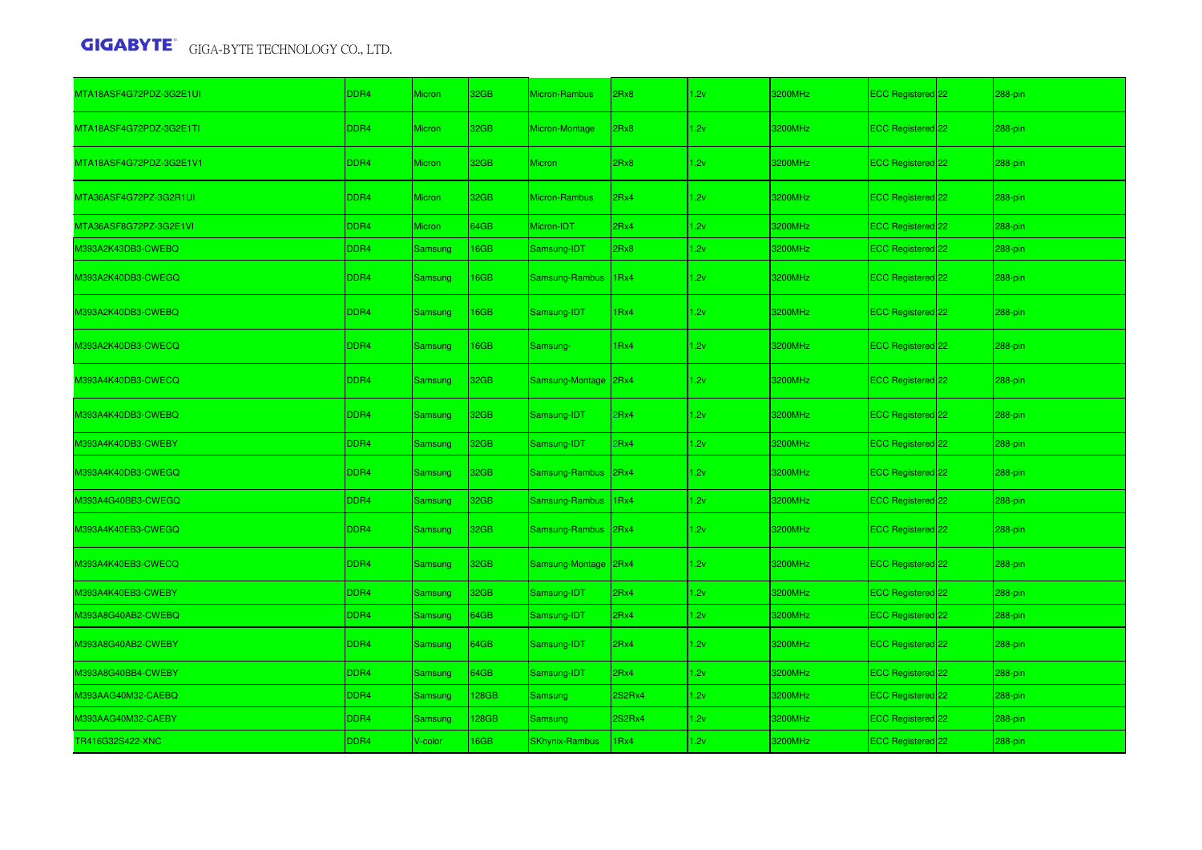| | | | | | | | | | | |
|---|---|---|---|---|---|---|---|---|---|---|
| MTA18ASF4G72PDZ-3G2E1UI | DDR4 | Micron | 32GB | Micron-Rambus | 2Rx8 | 1.2v | 3200MHz | ECC Registered | 22 | 288-pin |
| MTA18ASF4G72PDZ-3G2E1TI | DDR4 | Micron | 32GB | Micron-Montage | 2Rx8 | 1.2v | 3200MHz | ECC Registered | 22 | 288-pin |
| MTA18ASF4G72PDZ-3G2E1V1 | DDR4 | Micron | 32GB | Micron | 2Rx8 | 1.2v | 3200MHz | ECC Registered | 22 | 288-pin |
| MTA36ASF4G72PZ-3G2R1UI | DDR4 | Micron | 32GB | Micron-Rambus | 2Rx4 | 1.2v | 3200MHz | ECC Registered | 22 | 288-pin |
| MTA36ASF8G72PZ-3G2E1VI | DDR4 | Micron | 64GB | Micron-IDT | 2Rx4 | 1.2v | 3200MHz | ECC Registered | 22 | 288-pin |
| M393A2K43DB3-CWEBQ | DDR4 | Samsung | 16GB | Samsung-IDT | 2Rx8 | 1.2v | 3200MHz | ECC Registered | 22 | 288-pin |
| M393A2K40DB3-CWEGQ | DDR4 | Samsung | 16GB | Samsung-Rambus | 1Rx4 | 1.2v | 3200MHz | ECC Registered | 22 | 288-pin |
| M393A2K40DB3-CWEBQ | DDR4 | Samsung | 16GB | Samsung-IDT | 1Rx4 | 1.2v | 3200MHz | ECC Registered | 22 | 288-pin |
| M393A2K40DB3-CWECQ | DDR4 | Samsung | 16GB | Samsung- | 1Rx4 | 1.2v | 3200MHz | ECC Registered | 22 | 288-pin |
| M393A4K40DB3-CWECQ | DDR4 | Samsung | 32GB | Samsung-Montage | 2Rx4 | 1.2v | 3200MHz | ECC Registered | 22 | 288-pin |
| M393A4K40DB3-CWEBQ | DDR4 | Samsung | 32GB | Samsung-IDT | 2Rx4 | 1.2v | 3200MHz | ECC Registered | 22 | 288-pin |
| M393A4K40DB3-CWEBY | DDR4 | Samsung | 32GB | Samsung-IDT | 2Rx4 | 1.2v | 3200MHz | ECC Registered | 22 | 288-pin |
| M393A4K40DB3-CWEGQ | DDR4 | Samsung | 32GB | Samsung-Rambus | 2Rx4 | 1.2v | 3200MHz | ECC Registered | 22 | 288-pin |
| M393A4G40BB3-CWEGQ | DDR4 | Samsung | 32GB | Samsung-Rambus | 1Rx4 | 1.2v | 3200MHz | ECC Registered | 22 | 288-pin |
| M393A4K40EB3-CWEGQ | DDR4 | Samsung | 32GB | Samsung-Rambus | 2Rx4 | 1.2v | 3200MHz | ECC Registered | 22 | 288-pin |
| M393A4K40EB3-CWECQ | DDR4 | Samsung | 32GB | Samsung-Montage | 2Rx4 | 1.2v | 3200MHz | ECC Registered | 22 | 288-pin |
| M393A4K40EB3-CWEBY | DDR4 | Samsung | 32GB | Samsung-IDT | 2Rx4 | 1.2v | 3200MHz | ECC Registered | 22 | 288-pin |
| M393A8G40AB2-CWEBQ | DDR4 | Samsung | 64GB | Samsung-IDT | 2Rx4 | 1.2v | 3200MHz | ECC Registered | 22 | 288-pin |
| M393A8G40AB2-CWEBY | DDR4 | Samsung | 64GB | Samsung-IDT | 2Rx4 | 1.2v | 3200MHz | ECC Registered | 22 | 288-pin |
| M393A8G40BB4-CWEBY | DDR4 | Samsung | 64GB | Samsung-IDT | 2Rx4 | 1.2v | 3200MHz | ECC Registered | 22 | 288-pin |
| M393AAG40M32-CAEBQ | DDR4 | Samsung | 128GB | Samsung | 2S2Rx4 | 1.2v | 3200MHz | ECC Registered | 22 | 288-pin |
| M393AAG40M32-CAEBY | DDR4 | Samsung | 128GB | Samsung | 2S2Rx4 | 1.2v | 3200MHz | ECC Registered | 22 | 288-pin |
| TR416G32S422-XNC | DDR4 | V-color | 16GB | SKhynix-Rambus | 1Rx4 | 1.2v | 3200MHz | ECC Registered | 22 | 288-pin |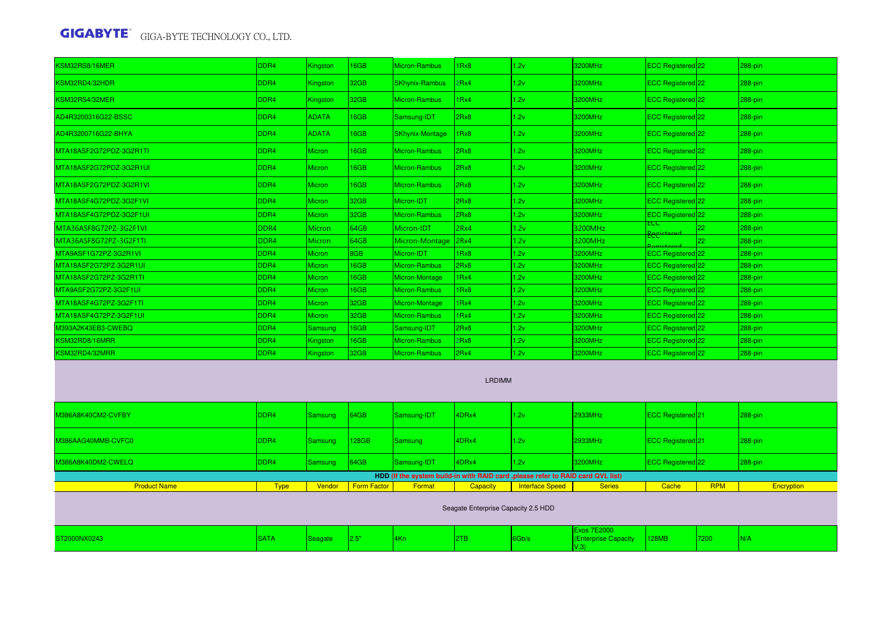| | | | | | | | | | | |
|---|---|---|---|---|---|---|---|---|---|---|
| KSM32RS8/16MER | DDR4 | Kingston | 16GB | Micron-Rambus | 1Rx8 | 1.2v | 3200MHz | ECC Registered | 22 | 288-pin |
| KSM32RD4/32HDR | DDR4 | Kingston | 32GB | SKhynix-Rambus | 2Rx4 | 1.2v | 3200MHz | ECC Registered | 22 | 288-pin |
| KSM32RS4/32MER | DDR4 | Kingston | 32GB | Micron-Rambus | 1Rx4 | 1.2v | 3200MHz | ECC Registered | 22 | 288-pin |
| AD4R3200316G22-BSSC | DDR4 | ADATA | 16GB | Samsung-IDT | 2Rx8 | 1.2v | 3200MHz | ECC Registered | 22 | 288-pin |
| AD4R3200716G22-BHYA | DDR4 | ADATA | 16GB | SKhynix-Montage | 1Rx8 | 1.2v | 3200MHz | ECC Registered | 22 | 288-pin |
| MTA18ASF2G72PDZ-3G2R1TI | DDR4 | Micron | 16GB | Micron-Rambus | 2Rx8 | 1.2v | 3200MHz | ECC Registered | 22 | 288-pin |
| MTA18ASF2G72PDZ-3G2R1UI | DDR4 | Micron | 16GB | Micron-Rambus | 2Rx8 | 1.2v | 3200MHz | ECC Registered | 22 | 288-pin |
| MTA18ASF2G72PDZ-3G2R1VI | DDR4 | Micron | 16GB | Micron-Rambus | 2Rx8 | 1.2v | 3200MHz | ECC Registered | 22 | 288-pin |
| MTA18ASF4G72PDZ-3G2F1VI | DDR4 | Micron | 32GB | Micron-IDT | 2Rx8 | 1.2v | 3200MHz | ECC Registered | 22 | 288-pin |
| MTA18ASF4G72PDZ-3G2F1UI | DDR4 | Micron | 32GB | Micron-Rambus | 2Rx8 | 1.2v | 3200MHz | ECC Registered | 22 | 288-pin |
| MTA36ASF8G72PZ-3G2F1VI | DDR4 | Micron | 64GB | Micron-IDT | 2Rx4 | 1.2v | 3200MHz | ECC Registered | 22 | 288-pin |
| MTA36ASF8G72PZ-3G2F1TI | DDR4 | Micron | 64GB | Micron-Montage | 2Rx4 | 1.2v | 3200MHz | ECC Registered | 22 | 288-pin |
| MTA9ASF1G72PZ-3G2R1VI | DDR4 | Micron | 8GB | Micron-IDT | 1Rx8 | 1.2v | 3200MHz | ECC Registered | 22 | 288-pin |
| MTA18ASF2G72PZ-3G2R1UI | DDR4 | Micron | 16GB | Micron-Rambus | 2Rx8 | 1.2v | 3200MHz | ECC Registered | 22 | 288-pin |
| MTA18ASF2G72PZ-3G2R1TI | DDR4 | Micron | 16GB | Micron-Montage | 1Rx4 | 1.2v | 3200MHz | ECC Registered | 22 | 288-pin |
| MTA9ASF2G72PZ-3G2F1UI | DDR4 | Micron | 16GB | Micron-Rambus | 1Rx8 | 1.2v | 3200MHz | ECC Registered | 22 | 288-pin |
| MTA18ASF4G72PZ-3G2F1TI | DDR4 | Micron | 32GB | Micron-Montage | 1Rx4 | 1.2v | 3200MHz | ECC Registered | 22 | 288-pin |
| MTA18ASF4G72PZ-3G2F1UI | DDR4 | Micron | 32GB | Micron-Rambus | 1Rx4 | 1.2v | 3200MHz | ECC Registered | 22 | 288-pin |
| M393A2K43EB3-CWEBQ | DDR4 | Samsung | 16GB | Samsung-IDT | 2Rx8 | 1.2v | 3200MHz | ECC Registered | 22 | 288-pin |
| KSM32RD8/16MRR | DDR4 | Kingston | 16GB | Micron-Rambus | 2Rx8 | 1.2v | 3200MHz | ECC Registered | 22 | 288-pin |
| KSM32RD4/32MRR | DDR4 | Kingston | 32GB | Micron-Rambus | 2Rx4 | 1.2v | 3200MHz | ECC Registered | 22 | 288-pin |
| LRDIMM | | | | | | | | | | |
| M386A8K40CM2-CVFBY | DDR4 | Samsung | 64GB | Samsung-IDT | 4DRx4 | 1.2v | 2933MHz | ECC Registered | 21 | 288-pin |
| M386AAG40MMB-CVFC0 | DDR4 | Samsung | 128GB | Samsung | 4DRx4 | 1.2v | 2933MHz | ECC Registered | 21 | 288-pin |
| M386A8K40DM2-CWELQ | DDR4 | Samsung | 64GB | Samsung-IDT | 4DRx4 | 1.2v | 3200MHz | ECC Registered | 22 | 288-pin |

**HDD (If the system build-in with RAID card ,please refer to RAID card QVL list)**

| Product Name | Type | Vendor | Form Factor | Format | Capacity | Interface Speed | Series | Cache | RPM | Encryption |
|---|---|---|---|---|---|---|---|---|---|---|
| Seagate Enterprise Capacity 2.5 HDD | | | | | | | | | | |
| ST2000NX0243 | SATA | Seagate | 2.5" | 4Kn | 2TB | 6Gb/s | Exos 7E2000 (Enterprise Capacity V.3) | 128MB | 7200 | N/A |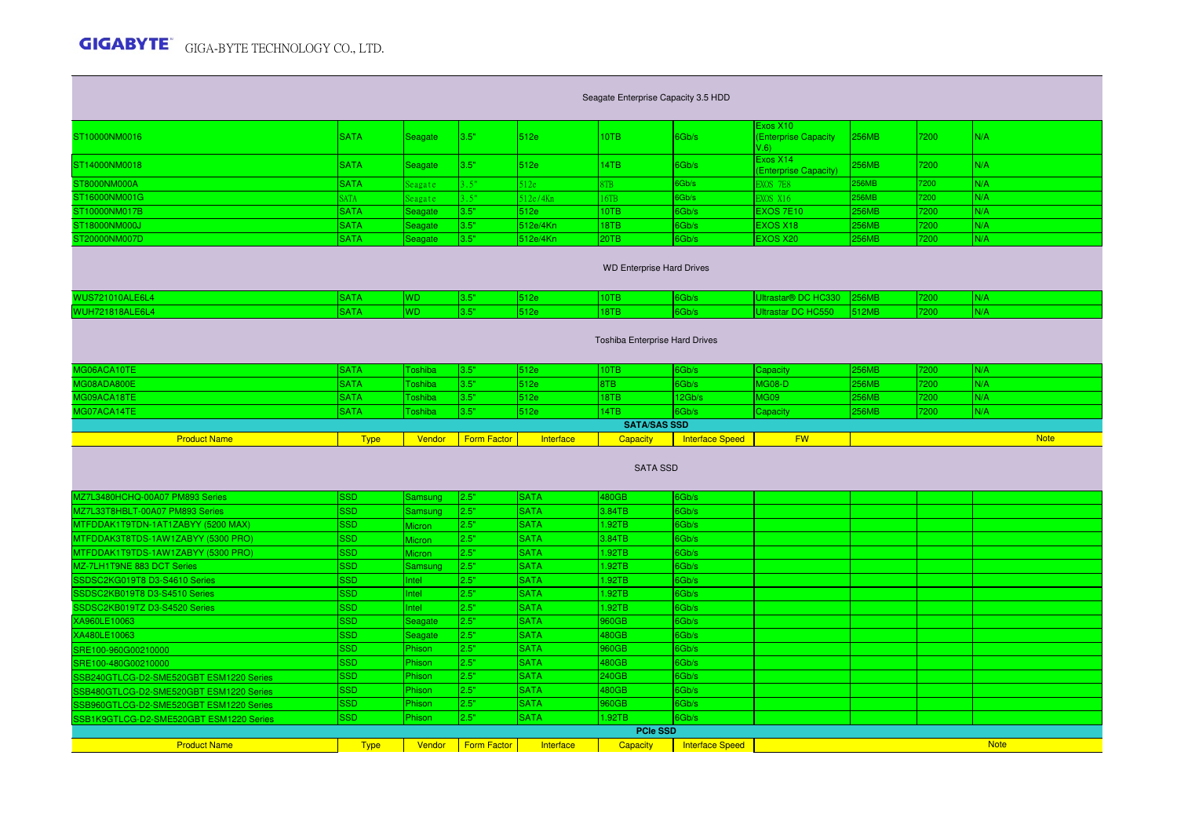### Seagate Enterprise Capacity 3.5 HDD

| | | | | | | | | | | |
|---|---|---|---|---|---|---|---|---|---|---|
| ST10000NM0016 | SATA | Seagate | 3.5" | 512e | 10TB | 6Gb/s | Exos X10 (Enterprise Capacity V.6) | 256MB | 7200 | N/A |
| ST14000NM0018 | SATA | Seagate | 3.5" | 512e | 14TB | 6Gb/s | Exos X14 (Enterprise Capacity) | 256MB | 7200 | N/A |
| ST8000NM000A | SATA | Seagate | 3.5" | 512e | 8TB | 6Gb/s | EXOS 7E8 | 256MB | 7200 | N/A |
| ST16000NM001G | SATA | Seagate | 3.5" | 512e/4Kn | 16TB | 6Gb/s | EXOS X16 | 256MB | 7200 | N/A |
| ST10000NM017B | SATA | Seagate | 3.5" | 512e | 10TB | 6Gb/s | EXOS 7E10 | 256MB | 7200 | N/A |
| ST18000NM000J | SATA | Seagate | 3.5" | 512e/4Kn | 18TB | 6Gb/s | EXOS X18 | 256MB | 7200 | N/A |
| ST20000NM007D | SATA | Seagate | 3.5" | 512e/4Kn | 20TB | 6Gb/s | EXOS X20 | 256MB | 7200 | N/A |

### WD Enterprise Hard Drives

| | | | | | | | | | | |
|---|---|---|---|---|---|---|---|---|---|---|
| WUS721010ALE6L4 | SATA | WD | 3.5" | 512e | 10TB | 6Gb/s | Ultrastar® DC HC330 | 256MB | 7200 | N/A |
| WUH721818ALE6L4 | SATA | WD | 3.5" | 512e | 18TB | 6Gb/s | Ultrastar DC HC550 | 512MB | 7200 | N/A |

### Toshiba Enterprise Hard Drives

| | | | | | | | | | | |
|---|---|---|---|---|---|---|---|---|---|---|
| MG06ACA10TE | SATA | Toshiba | 3.5" | 512e | 10TB | 6Gb/s | Capacity | 256MB | 7200 | N/A |
| MG08ADA800E | SATA | Toshiba | 3.5" | 512e | 8TB | 6Gb/s | MG08-D | 256MB | 7200 | N/A |
| MG09ACA18TE | SATA | Toshiba | 3.5" | 512e | 18TB | 12Gb/s | MG09 | 256MB | 7200 | N/A |
| MG07ACA14TE | SATA | Toshiba | 3.5" | 512e | 14TB | 6Gb/s | Capacity | 256MB | 7200 | N/A |

## SATA/SAS SSD

| Product Name | Type | Vendor | Form Factor | Interface | Capacity | Interface Speed | FW | Note |
|---|---|---|---|---|---|---|---|---|
| **SATA SSD** | | | | | | | | |
| MZ7L3480HCHQ-00A07 PM893 Series | SSD | Samsung | 2.5" | SATA | 480GB | 6Gb/s | | |
| MZ7L33T8HBLT-00A07 PM893 Series | SSD | Samsung | 2.5" | SATA | 3.84TB | 6Gb/s | | |
| MTFDDAK1T9TDN-1AT1ZABYY (5200 MAX) | SSD | Micron | 2.5" | SATA | 1.92TB | 6Gb/s | | |
| MTFDDAK3T8TDS-1AW1ZABYY (5300 PRO) | SSD | Micron | 2.5" | SATA | 3.84TB | 6Gb/s | | |
| MTFDDAK1T9TDS-1AW1ZABYY (5300 PRO) | SSD | Micron | 2.5" | SATA | 1.92TB | 6Gb/s | | |
| MZ-7LH1T9NE 883 DCT Series | SSD | Samsung | 2.5" | SATA | 1.92TB | 6Gb/s | | |
| SSDSC2KG019T8 D3-S4610 Series | SSD | Intel | 2.5" | SATA | 1.92TB | 6Gb/s | | |
| SSDSC2KB019T8 D3-S4510 Series | SSD | Intel | 2.5" | SATA | 1.92TB | 6Gb/s | | |
| SSDSC2KB019TZ D3-S4520 Series | SSD | Intel | 2.5" | SATA | 1.92TB | 6Gb/s | | |
| XA960LE10063 | SSD | Seagate | 2.5" | SATA | 960GB | 6Gb/s | | |
| XA480LE10063 | SSD | Seagate | 2.5" | SATA | 480GB | 6Gb/s | | |
| SRE100-960G00210000 | SSD | Phison | 2.5" | SATA | 960GB | 6Gb/s | | |
| SRE100-480G00210000 | SSD | Phison | 2.5" | SATA | 480GB | 6Gb/s | | |
| SSB240GTLCG-D2-SME520GBT ESM1220 Series | SSD | Phison | 2.5" | SATA | 240GB | 6Gb/s | | |
| SSB480GTLCG-D2-SME520GBT ESM1220 Series | SSD | Phison | 2.5" | SATA | 480GB | 6Gb/s | | |
| SSB960GTLCG-D2-SME520GBT ESM1220 Series | SSD | Phison | 2.5" | SATA | 960GB | 6Gb/s | | |
| SSB1K9GTLCG-D2-SME520GBT ESM1220 Series | SSD | Phison | 2.5" | SATA | 1.92TB | 6Gb/s | | |

## PCIe SSD

| Product Name | Type | Vendor | Form Factor | Interface | Capacity | Interface Speed | Note |
|---|---|---|---|---|---|---|---|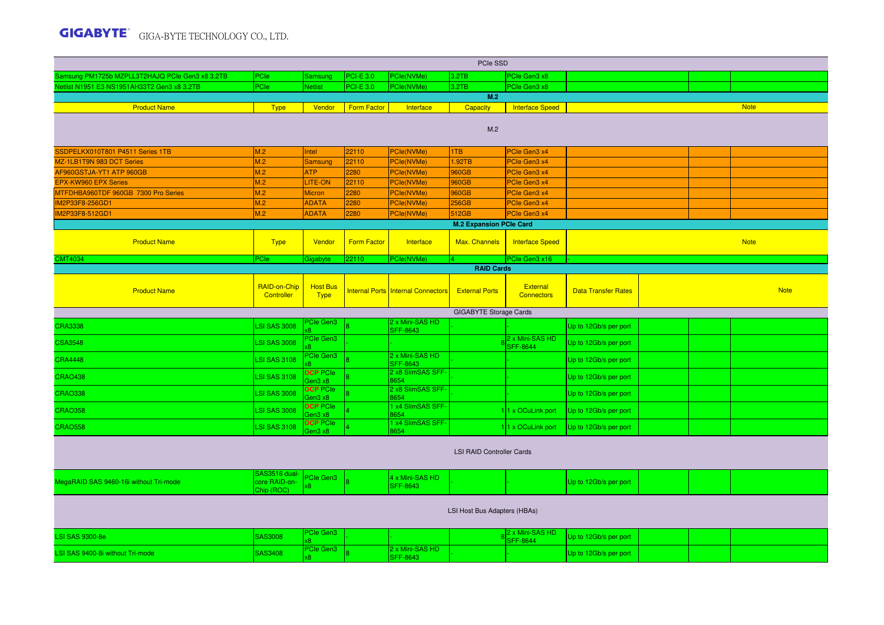| PCIe SSD | | | | | | | | | | |
|---|---|---|---|---|---|---|---|---|---|---|
| Samsung PM1725b MZPLL3T2HAJQ PCIe Gen3 x8 3.2TB | PCIe | Samsung | PCI-E 3.0 | PCIe(NVMe) | 3.2TB | PCIe Gen3 x8 | | | | |
| Netlist N1951 E3 NS1951AH33T2 Gen3 x8 3.2TB | PCIe | Netlist | PCI-E 3.0 | PCIe(NVMe) | 3.2TB | PCIe Gen3 x8 | | | | |

**M.2**

| Product Name | Type | Vendor | Form Factor | Interface | Capacity | Interface Speed | | | Note |
|---|---|---|---|---|---|---|---|---|---|
| M.2 | | | | | | | | | |
| SSDPELKX010T801 P4511 Series 1TB | M.2 | Intel | 22110 | PCIe(NVMe) | 1TB | PCIe Gen3 x4 | | | |
| MZ-1LB1T9N 983 DCT Series | M.2 | Samsung | 22110 | PCIe(NVMe) | 1.92TB | PCIe Gen3 x4 | | | |
| AF960GSTJA-YT1 ATP 960GB | M.2 | ATP | 2280 | PCIe(NVMe) | 960GB | PCIe Gen3 x4 | | | |
| EPX-KW960 EPX Series | M.2 | LITE-ON | 22110 | PCIe(NVMe) | 960GB | PCIe Gen3 x4 | | | |
| MTFDHBA960TDF 960GB 7300 Pro Series | M.2 | Micron | 2280 | PCIe(NVMe) | 960GB | PCIe Gen3 x4 | | | |
| IM2P33F8-256GD1 | M.2 | ADATA | 2280 | PCIe(NVMe) | 256GB | PCIe Gen3 x4 | | | |
| IM2P33F8-512GD1 | M.2 | ADATA | 2280 | PCIe(NVMe) | 512GB | PCIe Gen3 x4 | | | |

**M.2 Expansion PCIe Card**

| Product Name | Type | Vendor | Form Factor | Interface | Max. Channels | Interface Speed | Note |
|---|---|---|---|---|---|---|---|
| CMT4034 | PCIe | Gigabyte | 22110 | PCIe(NVMe) | 4 | PCIe Gen3 x16 | - |

**RAID Cards**

| Product Name | RAID-on-Chip Controller | Host Bus Type | Internal Ports | Internal Connectors | External Ports | External Connectors | Data Transfer Rates | | | Note |
|---|---|---|---|---|---|---|---|---|---|---|
| GIGABYTE Storage Cards | | | | | | | | | | |
| CRA3338 | LSI SAS 3008 | PCIe Gen3 x8 | 8 | 2 x Mini-SAS HD SFF-8643 | - | - | Up to 12Gb/s per port | | | |
| CSA3548 | LSI SAS 3008 | PCIe Gen3 x8 | - | - | 8 | 2 x Mini-SAS HD SFF-8644 | Up to 12Gb/s per port | | | |
| CRA4448 | LSI SAS 3108 | PCIe Gen3 x8 | 8 | 2 x Mini-SAS HD SFF-8643 | - | - | Up to 12Gb/s per port | | | |
| CRAO438 | LSI SAS 3108 | OCP PCIe Gen3 x8 | 8 | 2 x8 SlimSAS SFF-8654 | - | - | Up to 12Gb/s per port | | | |
| CRAO338 | LSI SAS 3008 | OCP PCIe Gen3 x8 | 8 | 2 x8 SlimSAS SFF-8654 | - | - | Up to 12Gb/s per port | | | |
| CRAO358 | LSI SAS 3008 | OCP PCIe Gen3 x8 | 4 | 1 x4 SlimSAS SFF-8654 | 1 | 1 x OCuLink port | Up to 12Gb/s per port | | | |
| CRAO558 | LSI SAS 3108 | OCP PCIe Gen3 x8 | 4 | 1 x4 SlimSAS SFF-8654 | 1 | 1 x OCuLink port | Up to 12Gb/s per port | | | |
| LSI RAID Controller Cards | | | | | | | | | | |
| MegaRAID SAS 9460-16i without Tri-mode | SAS3516 dual-core RAID-on-Chip (ROC) | PCIe Gen3 x8 | 8 | 4 x Mini-SAS HD SFF-8643 | - | - | Up to 12Gb/s per port | | | |
| LSI Host Bus Adapters (HBAs) | | | | | | | | | | |
| LSI SAS 9300-8e | SAS3008 | PCIe Gen3 x8 | - | - | 8 | 2 x Mini-SAS HD SFF-8644 | Up to 12Gb/s per port | | | |
| LSI SAS 9400-8i without Tri-mode | SAS3408 | PCIe Gen3 x8 | 8 | 2 x Mini-SAS HD SFF-8643 | - | - | Up to 12Gb/s per port | | | |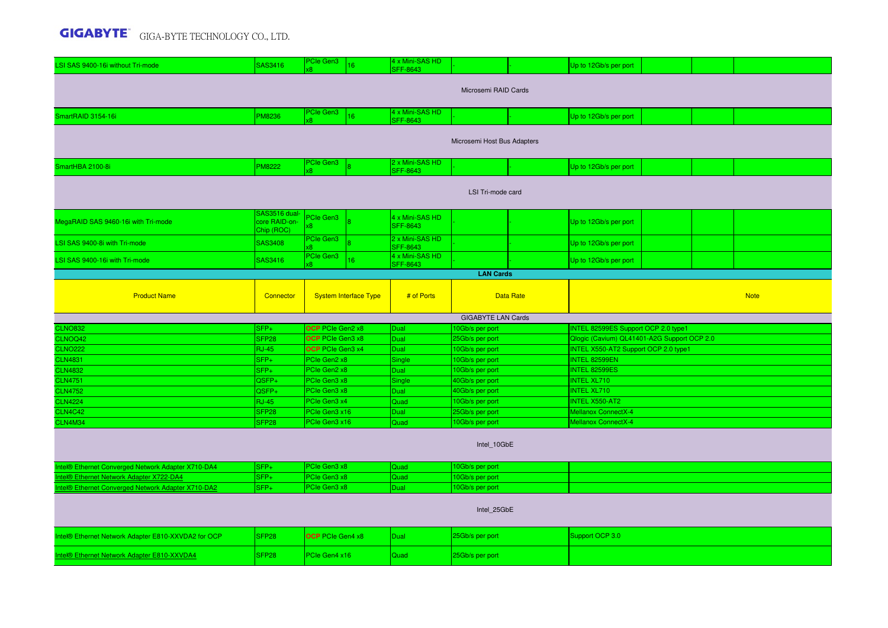| LSI SAS 9400-16i without Tri-mode | SAS3416 | PCIe Gen3 x8 | 16 | 4 x Mini-SAS HD SFF-8643 | - | - | Up to 12Gb/s per port | | | |
|---|---|---|---|---|---|---|---|---|---|---|
| **Microsemi RAID Cards** | | | | | | | | | | |
| SmartRAID 3154-16i | PM8236 | PCIe Gen3 x8 | 16 | 4 x Mini-SAS HD SFF-8643 | - | - | Up to 12Gb/s per port | | | |
| **Microsemi Host Bus Adapters** | | | | | | | | | | |
| SmartHBA 2100-8i | PM8222 | PCIe Gen3 x8 | 8 | 2 x Mini-SAS HD SFF-8643 | - | - | Up to 12Gb/s per port | | | |
| **LSI Tri-mode card** | | | | | | | | | | |
| MegaRAID SAS 9460-16i with Tri-mode | SAS3516 dual-core RAID-on-Chip (ROC) | PCIe Gen3 x8 | 8 | 4 x Mini-SAS HD SFF-8643 | - | - | Up to 12Gb/s per port | | | |
| LSI SAS 9400-8i with Tri-mode | SAS3408 | PCIe Gen3 x8 | 8 | 2 x Mini-SAS HD SFF-8643 | - | - | Up to 12Gb/s per port | | | |
| LSI SAS 9400-16i with Tri-mode | SAS3416 | PCIe Gen3 x8 | 16 | 4 x Mini-SAS HD SFF-8643 | - | - | Up to 12Gb/s per port | | | |

## LAN Cards

| Product Name | Connector | System Interface Type | # of Ports | Data Rate | Note |
|---|---|---|---|---|---|
| **GIGABYTE LAN Cards** | | | | | |
| CLNO832 | SFP+ | OCP PCIe Gen2 x8 | Dual | 10Gb/s per port | INTEL 82599ES Support OCP 2.0 type1 |
| CLNOQ42 | SFP28 | OCP PCIe Gen3 x8 | Dual | 25Gb/s per port | Qlogic (Cavium) QL41401-A2G Support OCP 2.0 |
| CLNO222 | RJ-45 | OCP PCIe Gen3 x4 | Dual | 10Gb/s per port | INTEL X550-AT2 Support OCP 2.0 type1 |
| CLN4831 | SFP+ | PCIe Gen2 x8 | Single | 10Gb/s per port | INTEL 82599EN |
| CLN4832 | SFP+ | PCIe Gen2 x8 | Dual | 10Gb/s per port | INTEL 82599ES |
| CLN4751 | QSFP+ | PCIe Gen3 x8 | Single | 40Gb/s per port | INTEL XL710 |
| CLN4752 | QSFP+ | PCIe Gen3 x8 | Dual | 40Gb/s per port | INTEL XL710 |
| CLN4224 | RJ-45 | PCIe Gen3 x4 | Quad | 10Gb/s per port | INTEL X550-AT2 |
| CLN4C42 | SFP28 | PCIe Gen3 x16 | Dual | 25Gb/s per port | Mellanox ConnectX-4 |
| CLN4M34 | SFP28 | PCIe Gen3 x16 | Quad | 10Gb/s per port | Mellanox ConnectX-4 |
| **Intel_10GbE** | | | | | |
| Intel® Ethernet Converged Network Adapter X710-DA4 | SFP+ | PCIe Gen3 x8 | Quad | 10Gb/s per port | |
| Intel® Ethernet Network Adapter X722-DA4 | SFP+ | PCIe Gen3 x8 | Quad | 10Gb/s per port | |
| Intel® Ethernet Converged Network Adapter X710-DA2 | SFP+ | PCIe Gen3 x8 | Dual | 10Gb/s per port | |
| **Intel_25GbE** | | | | | |
| Intel® Ethernet Network Adapter E810-XXVDA2 for OCP | SFP28 | OCP PCIe Gen4 x8 | Dual | 25Gb/s per port | Support OCP 3.0 |
| Intel® Ethernet Network Adapter E810-XXVDA4 | SFP28 | PCIe Gen4 x16 | Quad | 25Gb/s per port | |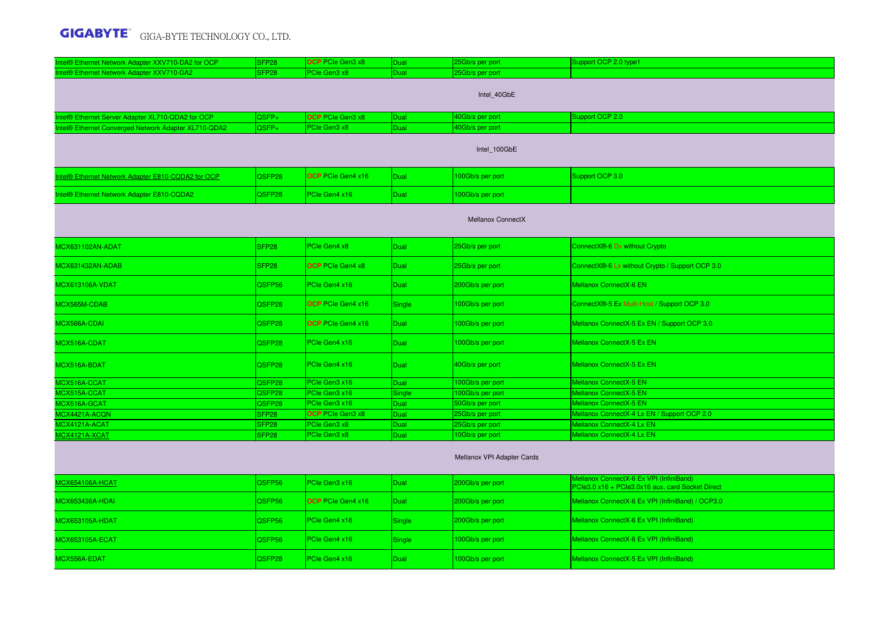| | | | | | |
|---|---|---|---|---|---|
| Intel® Ethernet Network Adapter XXV710-DA2 for OCP | SFP28 | OCP PCIe Gen3 x8 | Dual | 25Gb/s per port | Support OCP 2.0 type1 |
| Intel® Ethernet Network Adapter XXV710-DA2 | SFP28 | PCIe Gen3 x8 | Dual | 25Gb/s per port | |
| Intel_40GbE | | | | | |
| Intel® Ethernet Server Adapter XL710-QDA2 for OCP | QSFP+ | OCP PCIe Gen3 x8 | Dual | 40Gb/s per port | Support OCP 2.0 |
| Intel® Ethernet Converged Network Adapter XL710-QDA2 | QSFP+ | PCIe Gen3 x8 | Dual | 40Gb/s per port | |
| Intel_100GbE | | | | | |
| Intel® Ethernet Network Adapter E810-CQDA2 for OCP | QSFP28 | OCP PCIe Gen4 x16 | Dual | 100Gb/s per port | Support OCP 3.0 |
| Intel® Ethernet Network Adapter E810-CQDA2 | QSFP28 | PCIe Gen4 x16 | Dual | 100Gb/s per port | |
| Mellanox ConnectX | | | | | |
| MCX631102AN-ADAT | SFP28 | PCIe Gen4 x8 | Dual | 25Gb/s per port | ConnectX®-6 Dx without Crypto |
| MCX631432AN-ADAB | SFP28 | OCP PCIe Gen4 x8 | Dual | 25Gb/s per port | ConnectX®-6 Lx without Crypto / Support OCP 3.0 |
| MCX613106A-VDAT | QSFP56 | PCIe Gen4 x16 | Dual | 200Gb/s per port | Mellanox ConnectX-6 EN |
| MCX565M-CDAB | QSFP28 | OCP PCIe Gen4 x16 | Single | 100Gb/s per port | ConnectX®-5 Ex Multi-Host / Support OCP 3.0 |
| MCX566A-CDAI | QSFP28 | OCP PCIe Gen4 x16 | Dual | 100Gb/s per port | Mellanox ConnectX-5 Ex EN / Support OCP 3.0 |
| MCX516A-CDAT | QSFP28 | PCIe Gen4 x16 | Dual | 100Gb/s per port | Mellanox ConnectX-5 Ex EN |
| MCX516A-BDAT | QSFP28 | PCIe Gen4 x16 | Dual | 40Gb/s per port | Mellanox ConnectX-5 Ex EN |
| MCX516A-CCAT | QSFP28 | PCIe Gen3 x16 | Dual | 100Gb/s per port | Mellanox ConnectX-5 EN |
| MCX515A-CCAT | QSFP28 | PCIe Gen3 x16 | Single | 100Gb/s per port | Mellanox ConnectX-5 EN |
| MCX516A-GCAT | QSFP28 | PCIe Gen3 x16 | Dual | 50Gb/s per port | Mellanox ConnectX-5 EN |
| MCX4421A-ACQN | SFP28 | OCP PCIe Gen3 x8 | Dual | 25Gb/s per port | Mellanox ConnectX-4 Lx EN / Support OCP 2.0 |
| MCX4121A-ACAT | SFP28 | PCIe Gen3 x8 | Dual | 25Gb/s per port | Mellanox ConnectX-4 Lx EN |
| MCX4121A-XCAT | SFP28 | PCIe Gen3 x8 | Dual | 10Gb/s per port | Mellanox ConnectX-4 Lx EN |
| Mellanox VPI Adapter Cards | | | | | |
| MCX654106A-HCAT | QSFP56 | PCIe Gen3 x16 | Dual | 200Gb/s per port | Mellanox ConnectX-6 Ex VPI (InfiniBand) PCIe3.0 x16 + PCIe3.0x16 aux. card Socket Direct |
| MCX653436A-HDAI | QSFP56 | OCP PCIe Gen4 x16 | Dual | 200Gb/s per port | Mellanox ConnectX-6 Ex VPI (InfiniBand) / OCP3.0 |
| MCX653105A-HDAT | QSFP56 | PCIe Gen4 x16 | Single | 200Gb/s per port | Mellanox ConnectX-6 Ex VPI (InfiniBand) |
| MCX653105A-ECAT | QSFP56 | PCIe Gen4 x16 | Single | 100Gb/s per port | Mellanox ConnectX-6 Ex VPI (InfiniBand) |
| MCX556A-EDAT | QSFP28 | PCIe Gen4 x16 | Dual | 100Gb/s per port | Mellanox ConnectX-5 Ex VPI (InfiniBand) |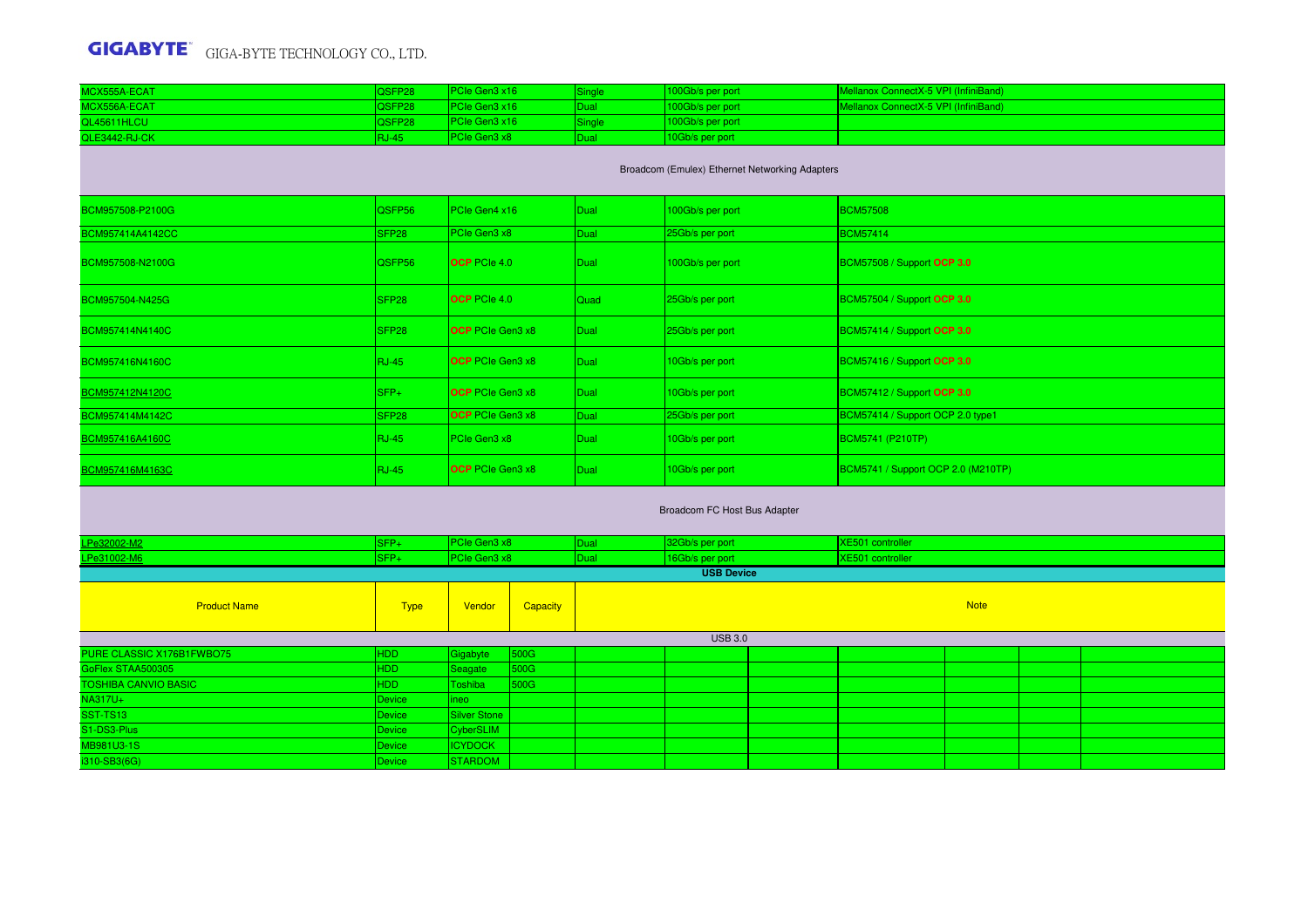| | | | | | |
|---|---|---|---|---|---|
| MCX555A-ECAT | QSFP28 | PCIe Gen3 x16 | Single | 100Gb/s per port | Mellanox ConnectX-5 VPI (InfiniBand) |
| MCX556A-ECAT | QSFP28 | PCIe Gen3 x16 | Dual | 100Gb/s per port | Mellanox ConnectX-5 VPI (InfiniBand) |
| QL45611HLCU | QSFP28 | PCIe Gen3 x16 | Single | 100Gb/s per port | |
| QLE3442-RJ-CK | RJ-45 | PCIe Gen3 x8 | Dual | 10Gb/s per port | |
| Broadcom (Emulex) Ethernet Networking Adapters | | | | | |
| BCM957508-P2100G | QSFP56 | PCIe Gen4 x16 | Dual | 100Gb/s per port | BCM57508 |
| BCM957414A4142CC | SFP28 | PCIe Gen3 x8 | Dual | 25Gb/s per port | BCM57414 |
| BCM957508-N2100G | QSFP56 | OCP PCIe 4.0 | Dual | 100Gb/s per port | BCM57508 / Support OCP 3.0 |
| BCM957504-N425G | SFP28 | OCP PCIe 4.0 | Quad | 25Gb/s per port | BCM57504 / Support OCP 3.0 |
| BCM957414N4140C | SFP28 | OCP PCIe Gen3 x8 | Dual | 25Gb/s per port | BCM57414 / Support OCP 3.0 |
| BCM957416N4160C | RJ-45 | OCP PCIe Gen3 x8 | Dual | 10Gb/s per port | BCM57416 / Support OCP 3.0 |
| BCM957412N4120C | SFP+ | OCP PCIe Gen3 x8 | Dual | 10Gb/s per port | BCM57412 / Support OCP 3.0 |
| BCM957414M4142C | SFP28 | OCP PCIe Gen3 x8 | Dual | 25Gb/s per port | BCM57414 / Support OCP 2.0 type1 |
| BCM957416A4160C | RJ-45 | PCIe Gen3 x8 | Dual | 10Gb/s per port | BCM5741 (P210TP) |
| BCM957416M4163C | RJ-45 | OCP PCIe Gen3 x8 | Dual | 10Gb/s per port | BCM5741 / Support OCP 2.0 (M210TP) |
| Broadcom FC Host Bus Adapter | | | | | |
| LPe32002-M2 | SFP+ | PCIe Gen3 x8 | Dual | 32Gb/s per port | XE501 controller |
| LPe31002-M6 | SFP+ | PCIe Gen3 x8 | Dual | 16Gb/s per port | XE501 controller |

**USB Device**

| Product Name | Type | Vendor | Capacity | Note |
|---|---|---|---|---|
| USB 3.0 | | | | |
| PURE CLASSIC X176B1FWBO75 | HDD | Gigabyte | 500G | |
| GoFlex STAA500305 | HDD | Seagate | 500G | |
| TOSHIBA CANVIO BASIC | HDD | Toshiba | 500G | |
| NA317U+ | Device | ineo | | |
| SST-TS13 | Device | Silver Stone | | |
| S1-DS3-Plus | Device | CyberSLIM | | |
| MB981U3-1S | Device | ICYDOCK | | |
| i310-SB3(6G) | Device | STARDOM | | |